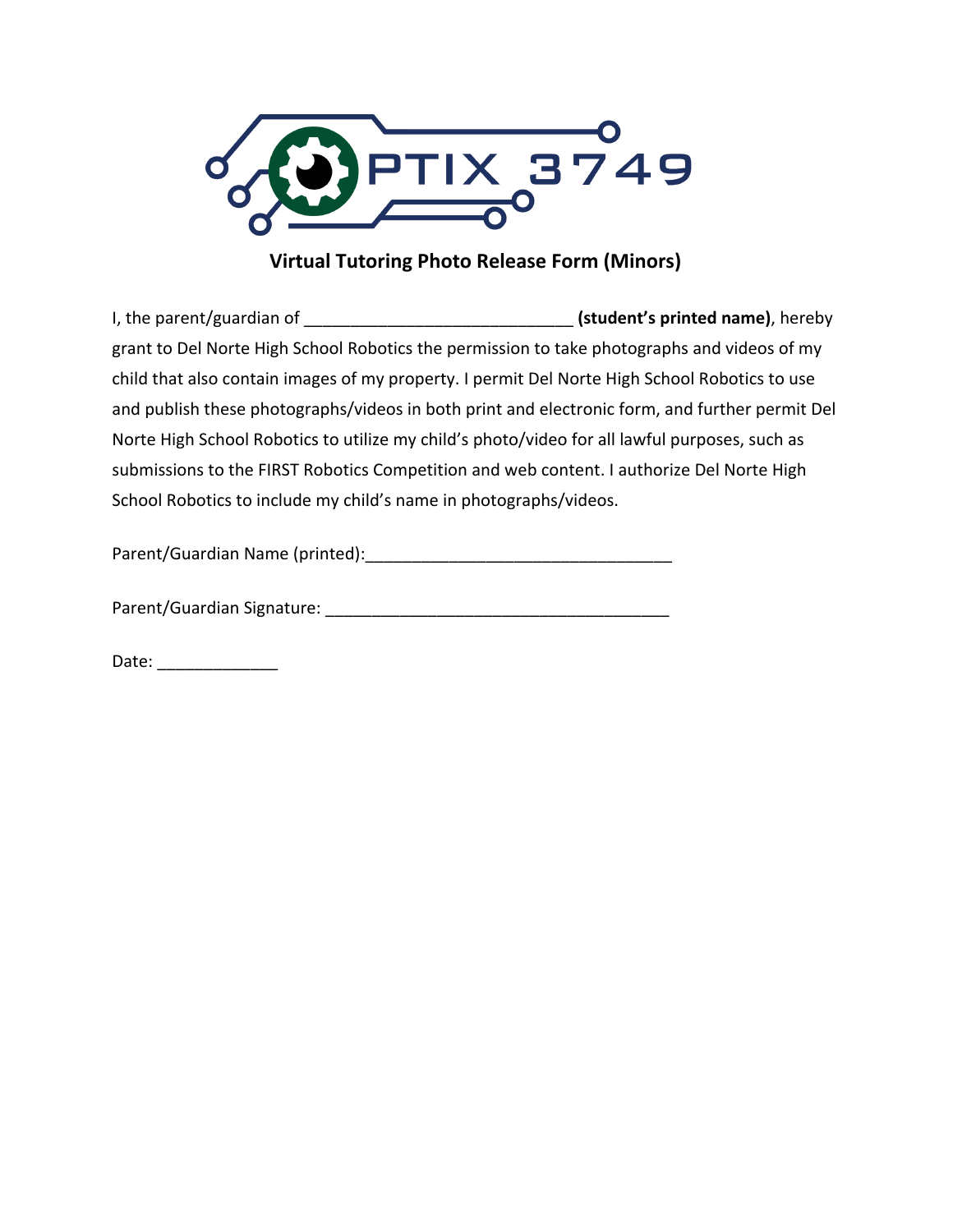OPTIX 3749

## Virtual Tutoring Photo Release Form (Minors)

I, the parent/guardian of ______________________________ **(student's printed name)**, hereby grant to Del Norte High School Robotics the permission to take photographs and videos of my child that also contain images of my property. I permit Del Norte High School Robotics to use and publish these photographs/videos in both print and electronic form, and further permit Del Norte High School Robotics to utilize my child's photo/video for all lawful purposes, such as submissions to the FIRST Robotics Competition and web content. I authorize Del Norte High School Robotics to include my child's name in photographs/videos.

Parent/Guardian Name (printed):__________________________________

Parent/Guardian Signature: ______________________________________

Date: _____________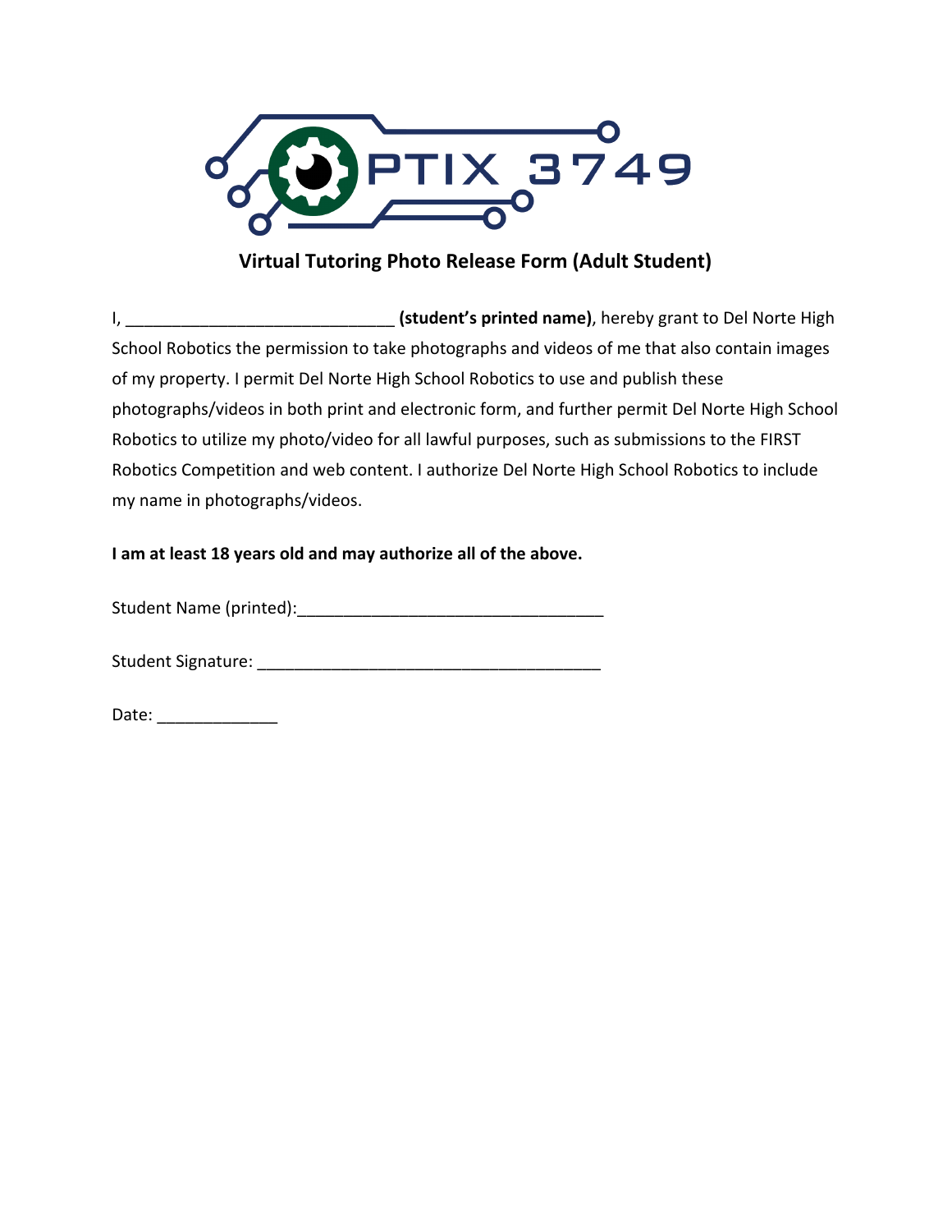OPTIX 3749

## Virtual Tutoring Photo Release Form (Adult Student)

I, ____________________________ **(student's printed name)**, hereby grant to Del Norte High School Robotics the permission to take photographs and videos of me that also contain images of my property. I permit Del Norte High School Robotics to use and publish these photographs/videos in both print and electronic form, and further permit Del Norte High School Robotics to utilize my photo/video for all lawful purposes, such as submissions to the FIRST Robotics Competition and web content. I authorize Del Norte High School Robotics to include my name in photographs/videos.

**I am at least 18 years old and may authorize all of the above.**

Student Name (printed):________________________________

Student Signature: ____________________________________

Date: _____________